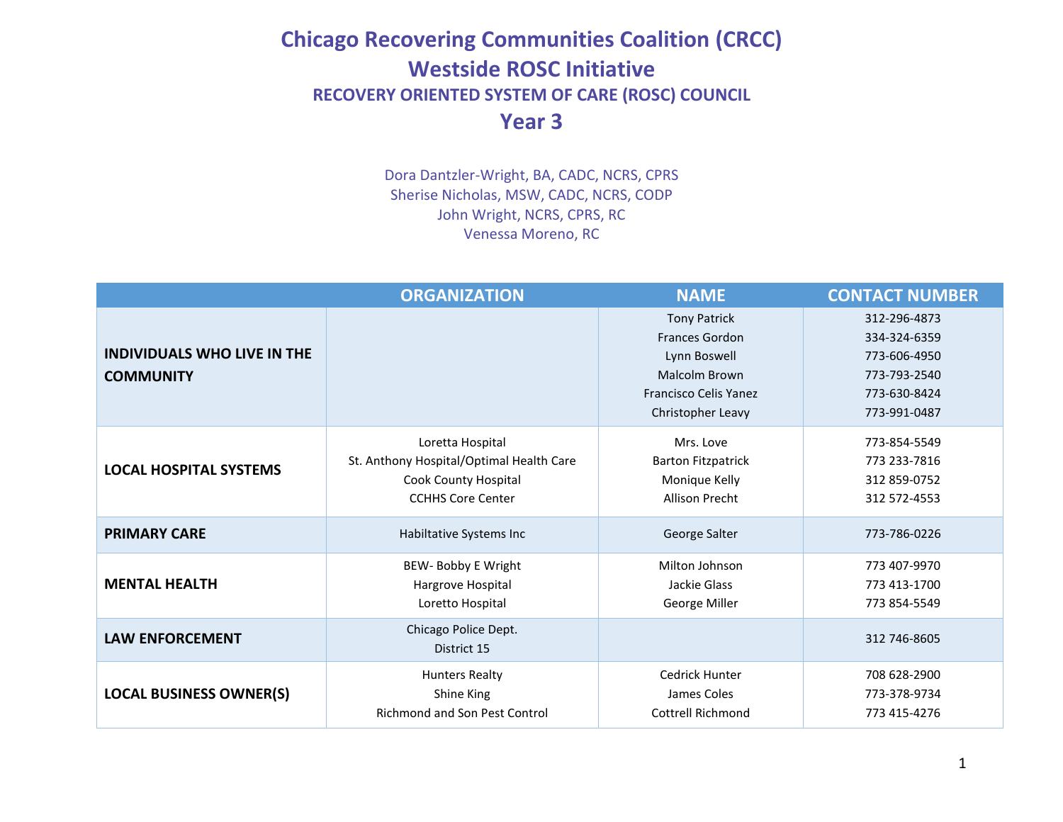# Chicago Recovering Communities Coalition (CRCC)

## Westside ROSC Initiative

### RECOVERY ORIENTED SYSTEM OF CARE (ROSC) COUNCIL

## Year 3

Dora Dantzler-Wright, BA, CADC, NCRS, CPRS
Sherise Nicholas, MSW, CADC, NCRS, CODP
John Wright, NCRS, CPRS, RC
Venessa Moreno, RC

| | ORGANIZATION | NAME | CONTACT NUMBER |
|---|---|---|---|
| **INDIVIDUALS WHO LIVE IN THE COMMUNITY** | | Tony Patrick<br>Frances Gordon<br>Lynn Boswell<br>Malcolm Brown<br>Francisco Celis Yanez<br>Christopher Leavy | 312-296-4873<br>334-324-6359<br>773-606-4950<br>773-793-2540<br>773-630-8424<br>773-991-0487 |
| **LOCAL HOSPITAL SYSTEMS** | Loretta Hospital<br>St. Anthony Hospital/Optimal Health Care<br>Cook County Hospital<br>CCHHS Core Center | Mrs. Love<br>Barton Fitzpatrick<br>Monique Kelly<br>Allison Precht | 773-854-5549<br>773 233-7816<br>312 859-0752<br>312 572-4553 |
| **PRIMARY CARE** | Habiltative Systems Inc | George Salter | 773-786-0226 |
| **MENTAL HEALTH** | BEW- Bobby E Wright<br>Hargrove Hospital<br>Loretto Hospital | Milton Johnson<br>Jackie Glass<br>George Miller | 773 407-9970<br>773 413-1700<br>773 854-5549 |
| **LAW ENFORCEMENT** | Chicago Police Dept.<br>District 15 | | 312 746-8605 |
| **LOCAL BUSINESS OWNER(S)** | Hunters Realty<br>Shine King<br>Richmond and Son Pest Control | Cedrick Hunter<br>James Coles<br>Cottrell Richmond | 708 628-2900<br>773-378-9734<br>773 415-4276 |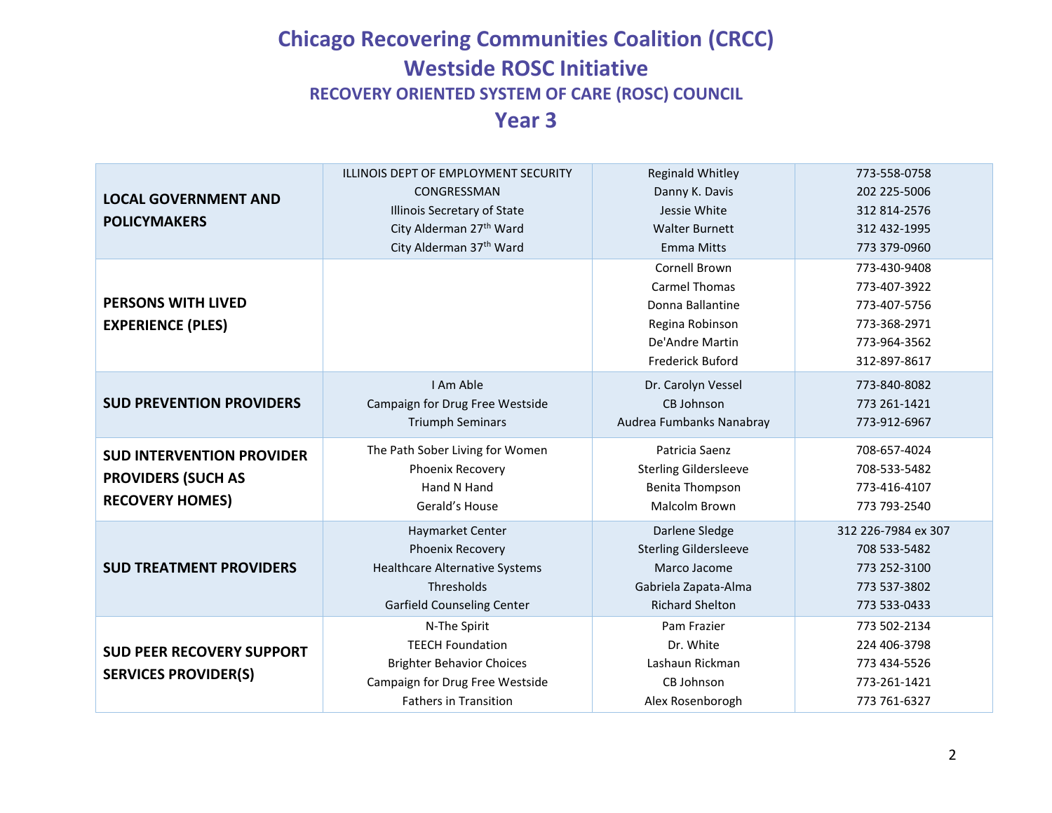# Chicago Recovering Communities Coalition (CRCC)

# Westside ROSC Initiative

## RECOVERY ORIENTED SYSTEM OF CARE (ROSC) COUNCIL

# Year 3

| | | | |
|---|---|---|---|
| **LOCAL GOVERNMENT AND POLICYMAKERS** | ILLINOIS DEPT OF EMPLOYMENT SECURITY | Reginald Whitley | 773-558-0758 |
| | CONGRESSMAN | Danny K. Davis | 202 225-5006 |
| | Illinois Secretary of State | Jessie White | 312 814-2576 |
| | City Alderman 27th Ward | Walter Burnett | 312 432-1995 |
| | City Alderman 37th Ward | Emma Mitts | 773 379-0960 |
| **PERSONS WITH LIVED EXPERIENCE (PLES)** | | Cornell Brown | 773-430-9408 |
| | | Carmel Thomas | 773-407-3922 |
| | | Donna Ballantine | 773-407-5756 |
| | | Regina Robinson | 773-368-2971 |
| | | De'Andre Martin | 773-964-3562 |
| | | Frederick Buford | 312-897-8617 |
| **SUD PREVENTION PROVIDERS** | I Am Able | Dr. Carolyn Vessel | 773-840-8082 |
| | Campaign for Drug Free Westside | CB Johnson | 773 261-1421 |
| | Triumph Seminars | Audrea Fumbanks Nanabray | 773-912-6967 |
| **SUD INTERVENTION PROVIDER PROVIDERS (SUCH AS RECOVERY HOMES)** | The Path Sober Living for Women | Patricia Saenz | 708-657-4024 |
| | Phoenix Recovery | Sterling Gildersleeve | 708-533-5482 |
| | Hand N Hand | Benita Thompson | 773-416-4107 |
| | Gerald's House | Malcolm Brown | 773 793-2540 |
| **SUD TREATMENT PROVIDERS** | Haymarket Center | Darlene Sledge | 312 226-7984 ex 307 |
| | Phoenix Recovery | Sterling Gildersleeve | 708 533-5482 |
| | Healthcare Alternative Systems | Marco Jacome | 773 252-3100 |
| | Thresholds | Gabriela Zapata-Alma | 773 537-3802 |
| | Garfield Counseling Center | Richard Shelton | 773 533-0433 |
| **SUD PEER RECOVERY SUPPORT SERVICES PROVIDER(S)** | N-The Spirit | Pam Frazier | 773 502-2134 |
| | TEECH Foundation | Dr. White | 224 406-3798 |
| | Brighter Behavior Choices | Lashaun Rickman | 773 434-5526 |
| | Campaign for Drug Free Westside | CB Johnson | 773-261-1421 |
| | Fathers in Transition | Alex Rosenborogh | 773 761-6327 |